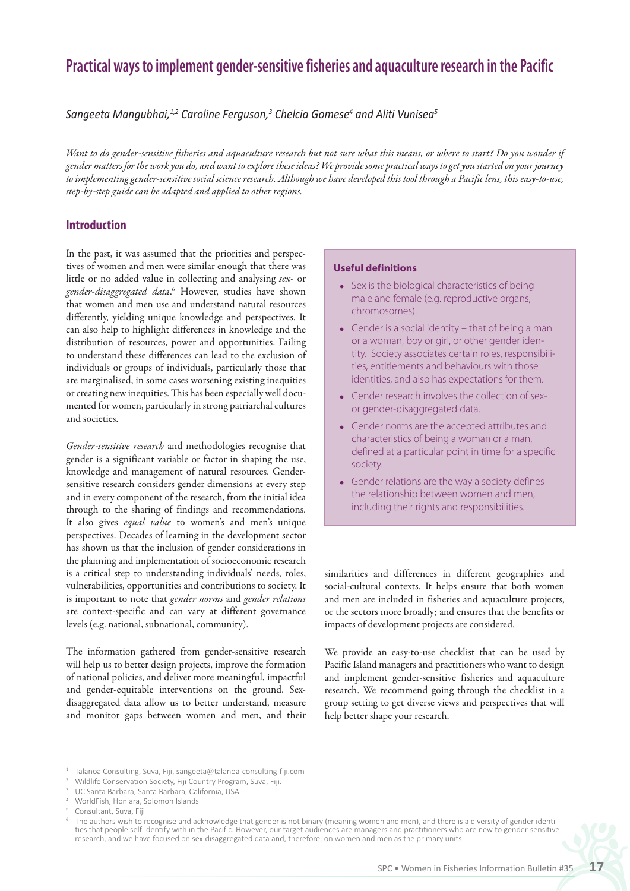# Practical ways to implement gender-sensitive fisheries and aquaculture research in the Pacific

*Sangeeta Mangubhai,[1,2] Caroline Ferguson,[3] Chelcia Gomese[4] and Aliti Vunisea[5]*

*Want to do gender-sensitive fisheries and aquaculture research but not sure what this means, or where to start? Do you wonder if gender matters for the work you do, and want to explore these ideas? We provide some practical ways to get you started on your journey to implementing gender-sensitive social science research. Although we have developed this tool through a Pacific lens, this easy-to-use, step-by-step guide can be adapted and applied to other regions.*

## Introduction

In the past, it was assumed that the priorities and perspectives of women and men were similar enough that there was little or no added value in collecting and analysing *sex-* or *gender-disaggregated data*.[6] However, studies have shown that women and men use and understand natural resources differently, yielding unique knowledge and perspectives. It can also help to highlight differences in knowledge and the distribution of resources, power and opportunities. Failing to understand these differences can lead to the exclusion of individuals or groups of individuals, particularly those that are marginalised, in some cases worsening existing inequities or creating new inequities. This has been especially well documented for women, particularly in strong patriarchal cultures and societies.

*Gender-sensitive research* and methodologies recognise that gender is a significant variable or factor in shaping the use, knowledge and management of natural resources. Gender-sensitive research considers gender dimensions at every step and in every component of the research, from the initial idea through to the sharing of findings and recommendations. It also gives *equal value* to women's and men's unique perspectives. Decades of learning in the development sector has shown us that the inclusion of gender considerations in the planning and implementation of socioeconomic research is a critical step to understanding individuals' needs, roles, vulnerabilities, opportunities and contributions to society. It is important to note that *gender norms* and *gender relations* are context-specific and can vary at different governance levels (e.g. national, subnational, community).

The information gathered from gender-sensitive research will help us to better design projects, improve the formation of national policies, and deliver more meaningful, impactful and gender-equitable interventions on the ground. Sex-disaggregated data allow us to better understand, measure and monitor gaps between women and men, and their similarities and differences in different geographies and social-cultural contexts. It helps ensure that both women and men are included in fisheries and aquaculture projects, or the sectors more broadly; and ensures that the benefits or impacts of development projects are considered.

We provide an easy-to-use checklist that can be used by Pacific Island managers and practitioners who want to design and implement gender-sensitive fisheries and aquaculture research. We recommend going through the checklist in a group setting to get diverse views and perspectives that will help better shape your research.

> **Useful definitions**
>
> - Sex is the biological characteristics of being male and female (e.g. reproductive organs, chromosomes).
> - Gender is a social identity – that of being a man or a woman, boy or girl, or other gender identity. Society associates certain roles, responsibilities, entitlements and behaviours with those identities, and also has expectations for them.
> - Gender research involves the collection of sex- or gender-disaggregated data.
> - Gender norms are the accepted attributes and characteristics of being a woman or a man, defined at a particular point in time for a specific society.
> - Gender relations are the way a society defines the relationship between women and men, including their rights and responsibilities.

---

[1] Talanoa Consulting, Suva, Fiji, sangeeta@talanoa-consulting-fiji.com

[2] Wildlife Conservation Society, Fiji Country Program, Suva, Fiji.

[3] UC Santa Barbara, Santa Barbara, California, USA

[4] WorldFish, Honiara, Solomon Islands

[5] Consultant, Suva, Fiji

[6] The authors wish to recognise and acknowledge that gender is not binary (meaning women and men), and there is a diversity of gender identities that people self-identify with in the Pacific. However, our target audiences are managers and practitioners who are new to gender-sensitive research, and we have focused on sex-disaggregated data and, therefore, on women and men as the primary units.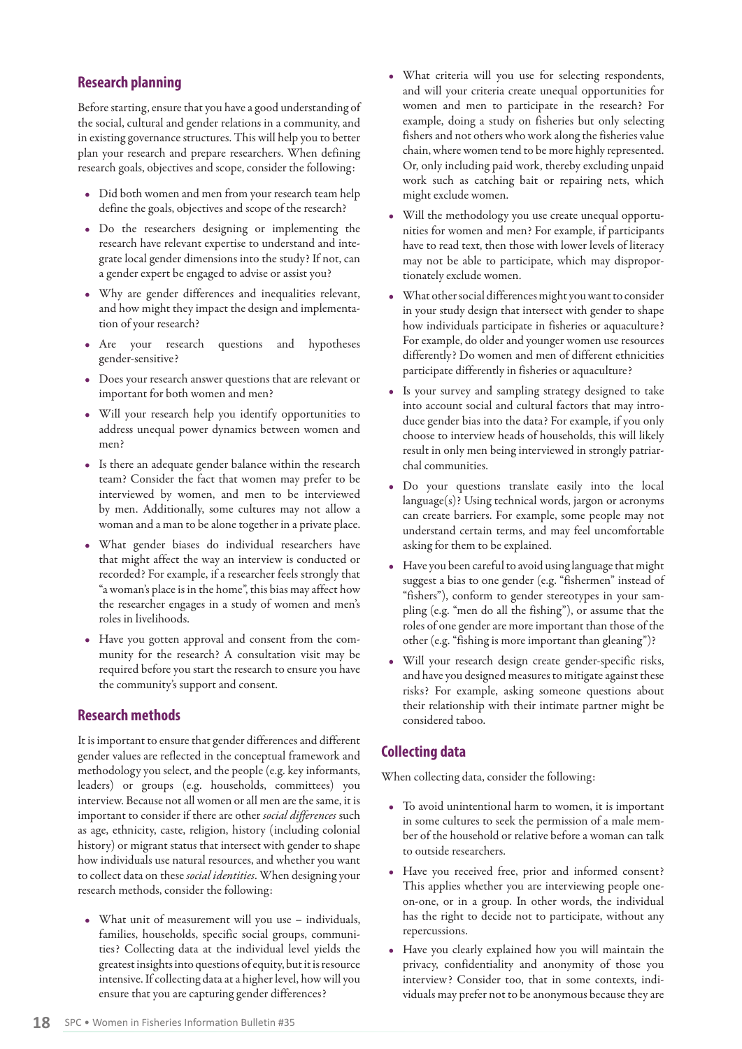## Research planning

Before starting, ensure that you have a good understanding of the social, cultural and gender relations in a community, and in existing governance structures. This will help you to better plan your research and prepare researchers. When defining research goals, objectives and scope, consider the following:

- Did both women and men from your research team help define the goals, objectives and scope of the research?
- Do the researchers designing or implementing the research have relevant expertise to understand and integrate local gender dimensions into the study? If not, can a gender expert be engaged to advise or assist you?
- Why are gender differences and inequalities relevant, and how might they impact the design and implementation of your research?
- Are your research questions and hypotheses gender-sensitive?
- Does your research answer questions that are relevant or important for both women and men?
- Will your research help you identify opportunities to address unequal power dynamics between women and men?
- Is there an adequate gender balance within the research team? Consider the fact that women may prefer to be interviewed by women, and men to be interviewed by men. Additionally, some cultures may not allow a woman and a man to be alone together in a private place.
- What gender biases do individual researchers have that might affect the way an interview is conducted or recorded? For example, if a researcher feels strongly that "a woman's place is in the home", this bias may affect how the researcher engages in a study of women and men's roles in livelihoods.
- Have you gotten approval and consent from the community for the research? A consultation visit may be required before you start the research to ensure you have the community's support and consent.

## Research methods

It is important to ensure that gender differences and different gender values are reflected in the conceptual framework and methodology you select, and the people (e.g. key informants, leaders) or groups (e.g. households, committees) you interview. Because not all women or all men are the same, it is important to consider if there are other *social differences* such as age, ethnicity, caste, religion, history (including colonial history) or migrant status that intersect with gender to shape how individuals use natural resources, and whether you want to collect data on these *social identities*. When designing your research methods, consider the following:

- What unit of measurement will you use – individuals, families, households, specific social groups, communities? Collecting data at the individual level yields the greatest insights into questions of equity, but it is resource intensive. If collecting data at a higher level, how will you ensure that you are capturing gender differences?
- What criteria will you use for selecting respondents, and will your criteria create unequal opportunities for women and men to participate in the research? For example, doing a study on fisheries but only selecting fishers and not others who work along the fisheries value chain, where women tend to be more highly represented. Or, only including paid work, thereby excluding unpaid work such as catching bait or repairing nets, which might exclude women.
- Will the methodology you use create unequal opportunities for women and men? For example, if participants have to read text, then those with lower levels of literacy may not be able to participate, which may disproportionately exclude women.
- What other social differences might you want to consider in your study design that intersect with gender to shape how individuals participate in fisheries or aquaculture? For example, do older and younger women use resources differently? Do women and men of different ethnicities participate differently in fisheries or aquaculture?
- Is your survey and sampling strategy designed to take into account social and cultural factors that may introduce gender bias into the data? For example, if you only choose to interview heads of households, this will likely result in only men being interviewed in strongly patriarchal communities.
- Do your questions translate easily into the local language(s)? Using technical words, jargon or acronyms can create barriers. For example, some people may not understand certain terms, and may feel uncomfortable asking for them to be explained.
- Have you been careful to avoid using language that might suggest a bias to one gender (e.g. "fishermen" instead of "fishers"), conform to gender stereotypes in your sampling (e.g. "men do all the fishing"), or assume that the roles of one gender are more important than those of the other (e.g. "fishing is more important than gleaning")?
- Will your research design create gender-specific risks, and have you designed measures to mitigate against these risks? For example, asking someone questions about their relationship with their intimate partner might be considered taboo.

## Collecting data

When collecting data, consider the following:

- To avoid unintentional harm to women, it is important in some cultures to seek the permission of a male member of the household or relative before a woman can talk to outside researchers.
- Have you received free, prior and informed consent? This applies whether you are interviewing people one-on-one, or in a group. In other words, the individual has the right to decide not to participate, without any repercussions.
- Have you clearly explained how you will maintain the privacy, confidentiality and anonymity of those you interview? Consider too, that in some contexts, individuals may prefer not to be anonymous because they are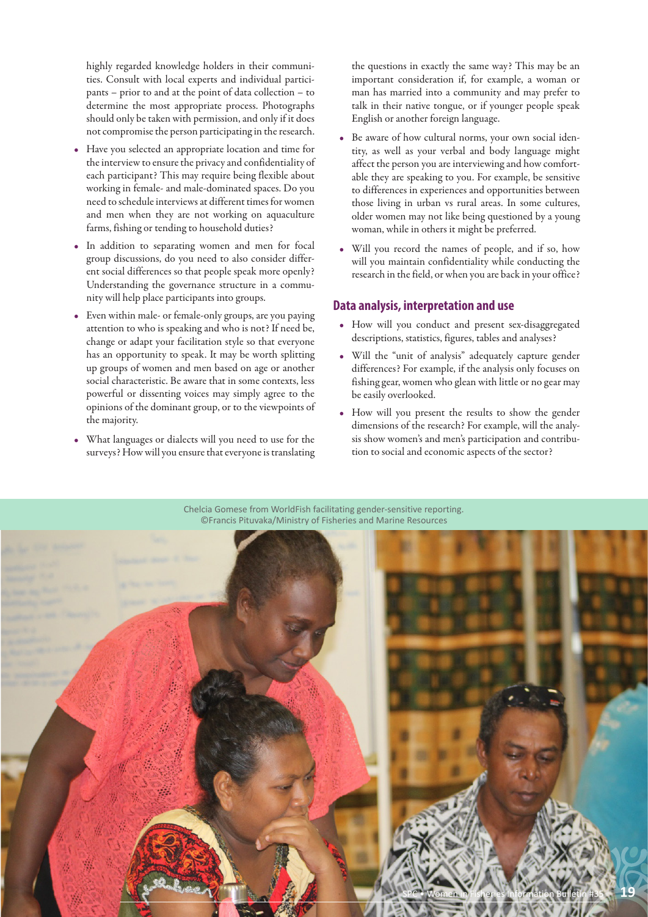highly regarded knowledge holders in their communities. Consult with local experts and individual participants – prior to and at the point of data collection – to determine the most appropriate process. Photographs should only be taken with permission, and only if it does not compromise the person participating in the research.

- Have you selected an appropriate location and time for the interview to ensure the privacy and confidentiality of each participant? This may require being flexible about working in female- and male-dominated spaces. Do you need to schedule interviews at different times for women and men when they are not working on aquaculture farms, fishing or tending to household duties?
- In addition to separating women and men for focal group discussions, do you need to also consider different social differences so that people speak more openly? Understanding the governance structure in a community will help place participants into groups.
- Even within male- or female-only groups, are you paying attention to who is speaking and who is not? If need be, change or adapt your facilitation style so that everyone has an opportunity to speak. It may be worth splitting up groups of women and men based on age or another social characteristic. Be aware that in some contexts, less powerful or dissenting voices may simply agree to the opinions of the dominant group, or to the viewpoints of the majority.
- What languages or dialects will you need to use for the surveys? How will you ensure that everyone is translating the questions in exactly the same way? This may be an important consideration if, for example, a woman or man has married into a community and may prefer to talk in their native tongue, or if younger people speak English or another foreign language.
- Be aware of how cultural norms, your own social identity, as well as your verbal and body language might affect the person you are interviewing and how comfortable they are speaking to you. For example, be sensitive to differences in experiences and opportunities between those living in urban vs rural areas. In some cultures, older women may not like being questioned by a young woman, while in others it might be preferred.
- Will you record the names of people, and if so, how will you maintain confidentiality while conducting the research in the field, or when you are back in your office?

## Data analysis, interpretation and use

- How will you conduct and present sex-disaggregated descriptions, statistics, figures, tables and analyses?
- Will the "unit of analysis" adequately capture gender differences? For example, if the analysis only focuses on fishing gear, women who glean with little or no gear may be easily overlooked.
- How will you present the results to show the gender dimensions of the research? For example, will the analysis show women's and men's participation and contribution to social and economic aspects of the sector?

Chelcia Gomese from WorldFish facilitating gender-sensitive reporting.
©Francis Pituvaka/Ministry of Fisheries and Marine Resources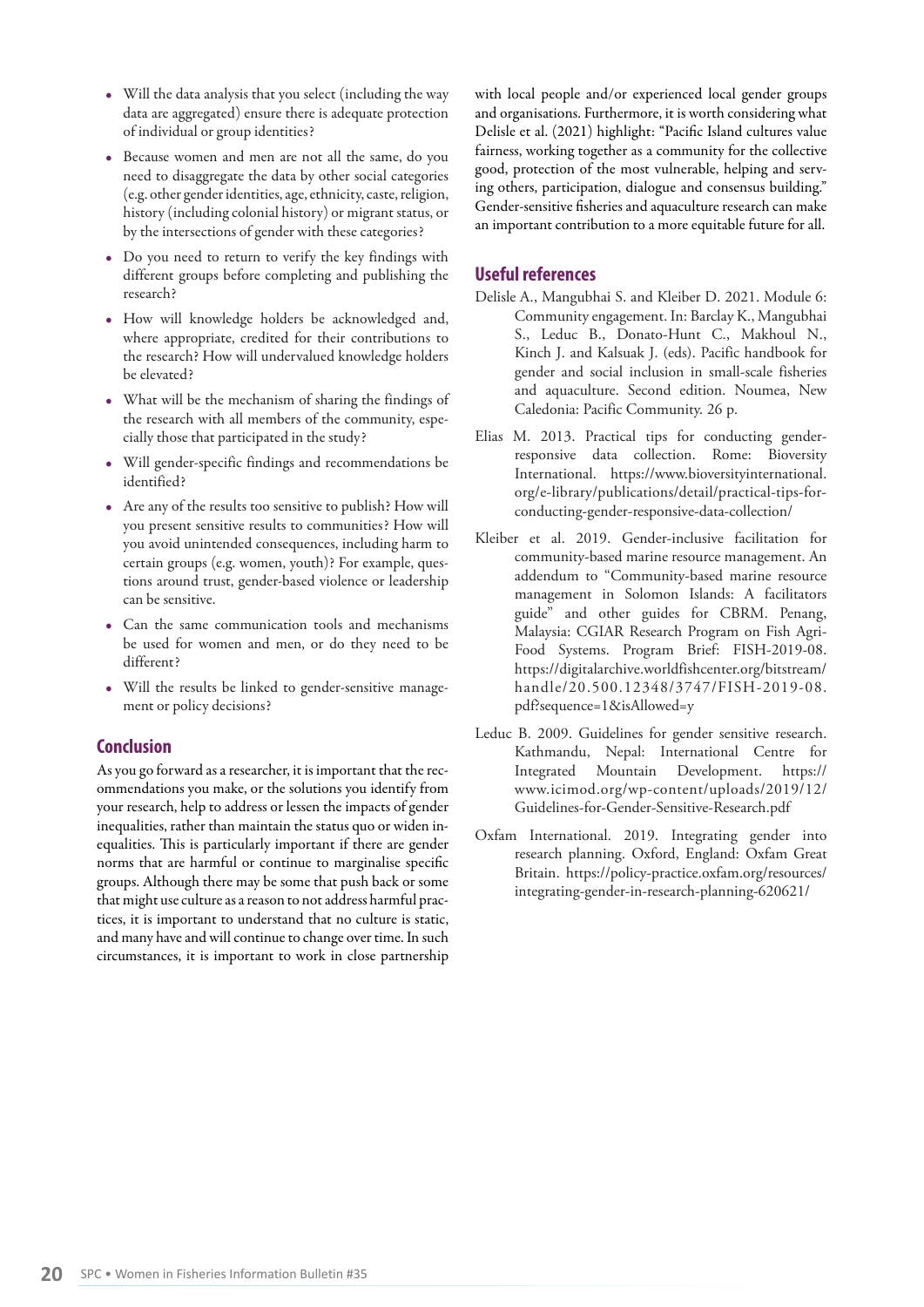- Will the data analysis that you select (including the way data are aggregated) ensure there is adequate protection of individual or group identities?
- Because women and men are not all the same, do you need to disaggregate the data by other social categories (e.g. other gender identities, age, ethnicity, caste, religion, history (including colonial history) or migrant status, or by the intersections of gender with these categories?
- Do you need to return to verify the key findings with different groups before completing and publishing the research?
- How will knowledge holders be acknowledged and, where appropriate, credited for their contributions to the research? How will undervalued knowledge holders be elevated?
- What will be the mechanism of sharing the findings of the research with all members of the community, especially those that participated in the study?
- Will gender-specific findings and recommendations be identified?
- Are any of the results too sensitive to publish? How will you present sensitive results to communities? How will you avoid unintended consequences, including harm to certain groups (e.g. women, youth)? For example, questions around trust, gender-based violence or leadership can be sensitive.
- Can the same communication tools and mechanisms be used for women and men, or do they need to be different?
- Will the results be linked to gender-sensitive management or policy decisions?

## Conclusion

As you go forward as a researcher, it is important that the recommendations you make, or the solutions you identify from your research, help to address or lessen the impacts of gender inequalities, rather than maintain the status quo or widen inequalities. This is particularly important if there are gender norms that are harmful or continue to marginalise specific groups. Although there may be some that push back or some that might use culture as a reason to not address harmful practices, it is important to understand that no culture is static, and many have and will continue to change over time. In such circumstances, it is important to work in close partnership with local people and/or experienced local gender groups and organisations. Furthermore, it is worth considering what Delisle et al. (2021) highlight: "Pacific Island cultures value fairness, working together as a community for the collective good, protection of the most vulnerable, helping and serving others, participation, dialogue and consensus building." Gender-sensitive fisheries and aquaculture research can make an important contribution to a more equitable future for all.

## Useful references

Delisle A., Mangubhai S. and Kleiber D. 2021. Module 6: Community engagement. In: Barclay K., Mangubhai S., Leduc B., Donato-Hunt C., Makhoul N., Kinch J. and Kalsuak J. (eds). Pacific handbook for gender and social inclusion in small-scale fisheries and aquaculture. Second edition. Noumea, New Caledonia: Pacific Community. 26 p.

Elias M. 2013. Practical tips for conducting gender-responsive data collection. Rome: Bioversity International. https://www.bioversityinternational.org/e-library/publications/detail/practical-tips-for-conducting-gender-responsive-data-collection/

Kleiber et al. 2019. Gender-inclusive facilitation for community-based marine resource management. An addendum to "Community-based marine resource management in Solomon Islands: A facilitators guide" and other guides for CBRM. Penang, Malaysia: CGIAR Research Program on Fish Agri-Food Systems. Program Brief: FISH-2019-08. https://digitalarchive.worldfishcenter.org/bitstream/handle/20.500.12348/3747/FISH-2019-08.pdf?sequence=1&isAllowed=y

Leduc B. 2009. Guidelines for gender sensitive research. Kathmandu, Nepal: International Centre for Integrated Mountain Development. https://www.icimod.org/wp-content/uploads/2019/12/Guidelines-for-Gender-Sensitive-Research.pdf

Oxfam International. 2019. Integrating gender into research planning. Oxford, England: Oxfam Great Britain. https://policy-practice.oxfam.org/resources/integrating-gender-in-research-planning-620621/